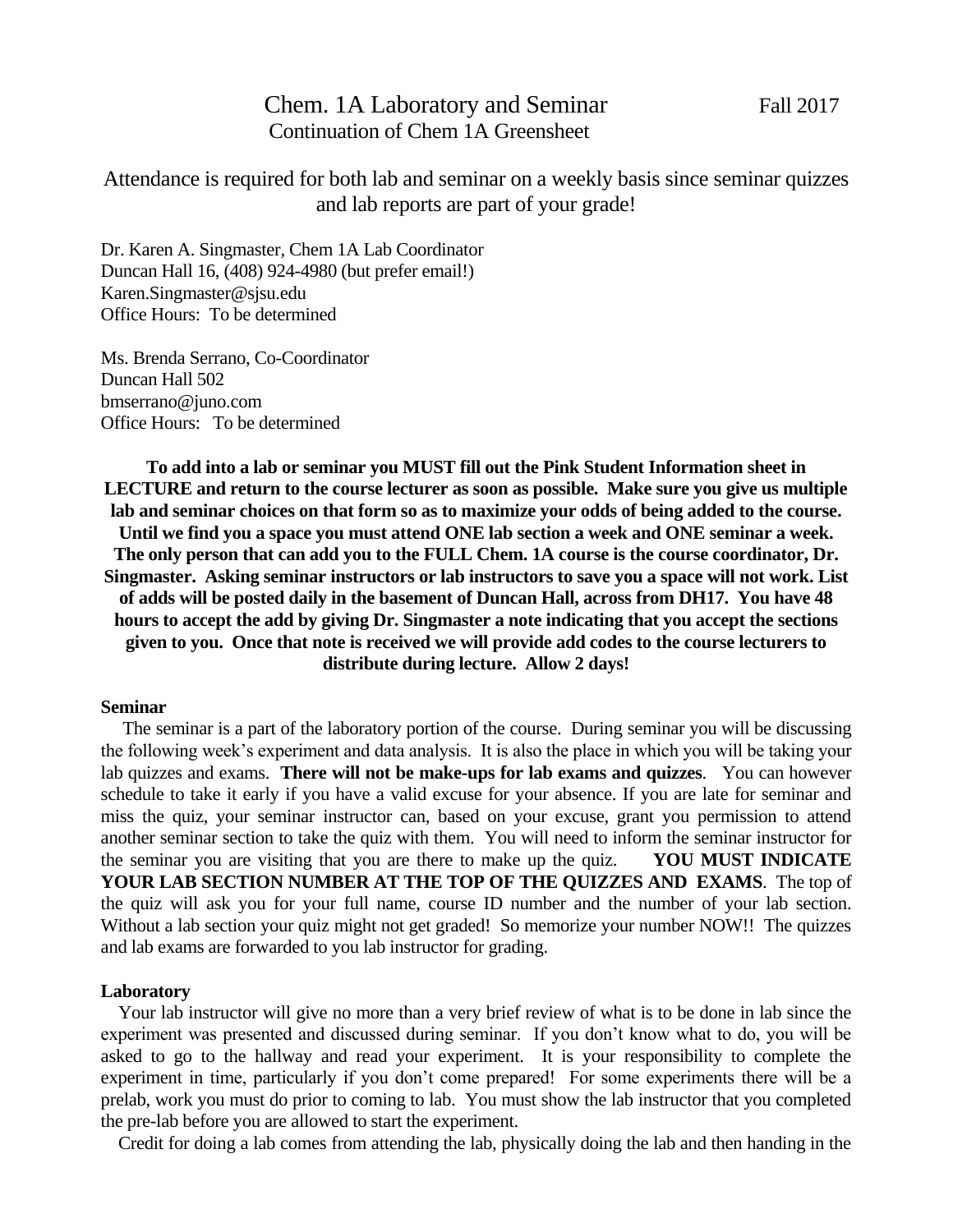# Chem. 1A Laboratory and Seminar

Fall 2017

Continuation of Chem 1A Greensheet

Attendance is required for both lab and seminar on a weekly basis since seminar quizzes and lab reports are part of your grade!

Dr. Karen A. Singmaster, Chem 1A Lab Coordinator
Duncan Hall 16, (408) 924-4980 (but prefer email!)
Karen.Singmaster@sjsu.edu
Office Hours: To be determined

Ms. Brenda Serrano, Co-Coordinator
Duncan Hall 502
bmserrano@juno.com
Office Hours: To be determined

**To add into a lab or seminar you MUST fill out the Pink Student Information sheet in LECTURE and return to the course lecturer as soon as possible. Make sure you give us multiple lab and seminar choices on that form so as to maximize your odds of being added to the course. Until we find you a space you must attend ONE lab section a week and ONE seminar a week. The only person that can add you to the FULL Chem. 1A course is the course coordinator, Dr. Singmaster. Asking seminar instructors or lab instructors to save you a space will not work. List of adds will be posted daily in the basement of Duncan Hall, across from DH17. You have 48 hours to accept the add by giving Dr. Singmaster a note indicating that you accept the sections given to you. Once that note is received we will provide add codes to the course lecturers to distribute during lecture. Allow 2 days!**

## Seminar

The seminar is a part of the laboratory portion of the course. During seminar you will be discussing the following week's experiment and data analysis. It is also the place in which you will be taking your lab quizzes and exams. **There will not be make-ups for lab exams and quizzes**. You can however schedule to take it early if you have a valid excuse for your absence. If you are late for seminar and miss the quiz, your seminar instructor can, based on your excuse, grant you permission to attend another seminar section to take the quiz with them. You will need to inform the seminar instructor for the seminar you are visiting that you are there to make up the quiz. **YOU MUST INDICATE YOUR LAB SECTION NUMBER AT THE TOP OF THE QUIZZES AND EXAMS**. The top of the quiz will ask you for your full name, course ID number and the number of your lab section. Without a lab section your quiz might not get graded! So memorize your number NOW!! The quizzes and lab exams are forwarded to you lab instructor for grading.

## Laboratory

Your lab instructor will give no more than a very brief review of what is to be done in lab since the experiment was presented and discussed during seminar. If you don't know what to do, you will be asked to go to the hallway and read your experiment. It is your responsibility to complete the experiment in time, particularly if you don't come prepared! For some experiments there will be a prelab, work you must do prior to coming to lab. You must show the lab instructor that you completed the pre-lab before you are allowed to start the experiment.

Credit for doing a lab comes from attending the lab, physically doing the lab and then handing in the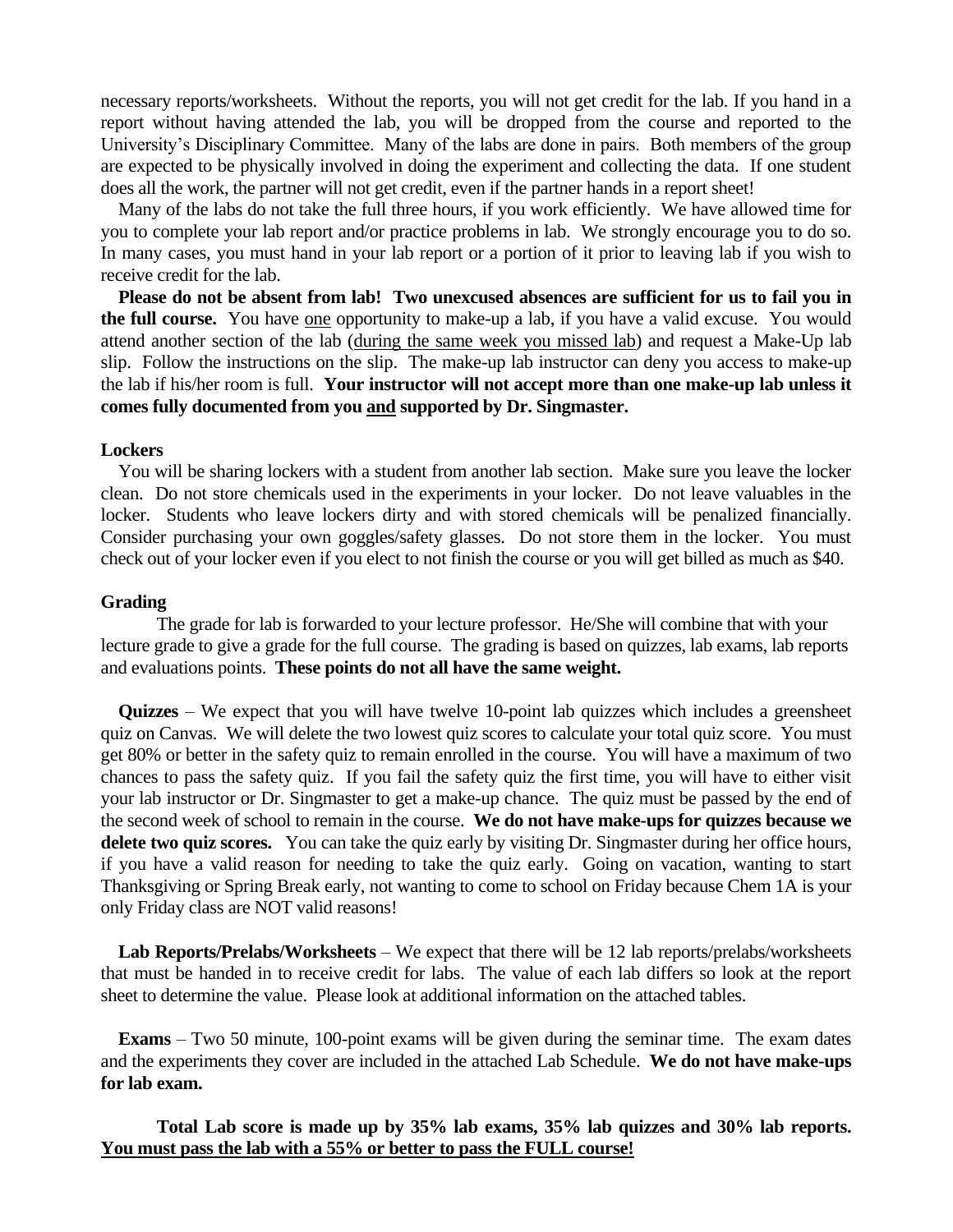necessary reports/worksheets. Without the reports, you will not get credit for the lab. If you hand in a report without having attended the lab, you will be dropped from the course and reported to the University's Disciplinary Committee. Many of the labs are done in pairs. Both members of the group are expected to be physically involved in doing the experiment and collecting the data. If one student does all the work, the partner will not get credit, even if the partner hands in a report sheet!

Many of the labs do not take the full three hours, if you work efficiently. We have allowed time for you to complete your lab report and/or practice problems in lab. We strongly encourage you to do so. In many cases, you must hand in your lab report or a portion of it prior to leaving lab if you wish to receive credit for the lab.

**Please do not be absent from lab! Two unexcused absences are sufficient for us to fail you in the full course.** You have <u>one</u> opportunity to make-up a lab, if you have a valid excuse. You would attend another section of the lab (<u>during the same week you missed lab</u>) and request a Make-Up lab slip. Follow the instructions on the slip. The make-up lab instructor can deny you access to make-up the lab if his/her room is full. **Your instructor will not accept more than one make-up lab unless it comes fully documented from you <u>and</u> supported by Dr. Singmaster.**

**Lockers**

You will be sharing lockers with a student from another lab section. Make sure you leave the locker clean. Do not store chemicals used in the experiments in your locker. Do not leave valuables in the locker. Students who leave lockers dirty and with stored chemicals will be penalized financially. Consider purchasing your own goggles/safety glasses. Do not store them in the locker. You must check out of your locker even if you elect to not finish the course or you will get billed as much as $40.

**Grading**

The grade for lab is forwarded to your lecture professor. He/She will combine that with your lecture grade to give a grade for the full course. The grading is based on quizzes, lab exams, lab reports and evaluations points. **These points do not all have the same weight.**

**Quizzes** – We expect that you will have twelve 10-point lab quizzes which includes a greensheet quiz on Canvas. We will delete the two lowest quiz scores to calculate your total quiz score. You must get 80% or better in the safety quiz to remain enrolled in the course. You will have a maximum of two chances to pass the safety quiz. If you fail the safety quiz the first time, you will have to either visit your lab instructor or Dr. Singmaster to get a make-up chance. The quiz must be passed by the end of the second week of school to remain in the course. **We do not have make-ups for quizzes because we delete two quiz scores.** You can take the quiz early by visiting Dr. Singmaster during her office hours, if you have a valid reason for needing to take the quiz early. Going on vacation, wanting to start Thanksgiving or Spring Break early, not wanting to come to school on Friday because Chem 1A is your only Friday class are NOT valid reasons!

**Lab Reports/Prelabs/Worksheets** – We expect that there will be 12 lab reports/prelabs/worksheets that must be handed in to receive credit for labs. The value of each lab differs so look at the report sheet to determine the value. Please look at additional information on the attached tables.

**Exams** – Two 50 minute, 100-point exams will be given during the seminar time. The exam dates and the experiments they cover are included in the attached Lab Schedule. **We do not have make-ups for lab exam.**

**Total Lab score is made up by 35% lab exams, 35% lab quizzes and 30% lab reports. <u>You must pass the lab with a 55% or better to pass the FULL course!</u>**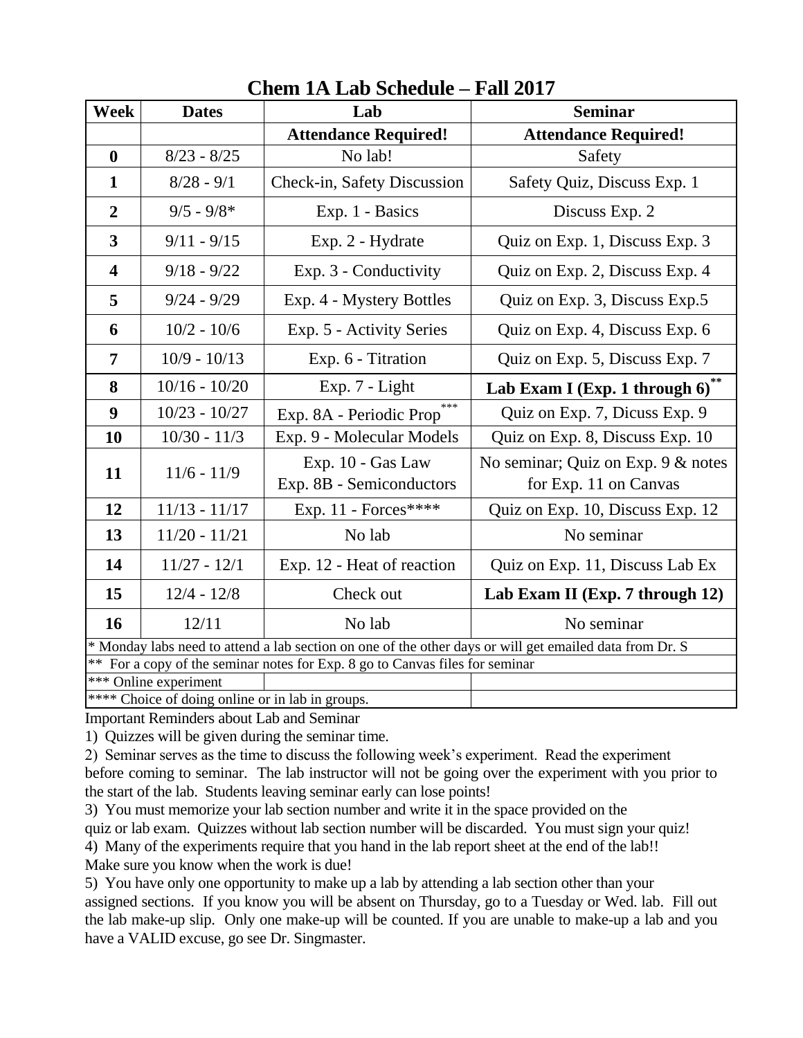# Chem 1A Lab Schedule – Fall 2017

| Week | Dates | Lab | Seminar |
|---|---|---|---|
| | | **Attendance Required!** | **Attendance Required!** |
| **0** | 8/23 - 8/25 | No lab! | Safety |
| **1** | 8/28 - 9/1 | Check-in, Safety Discussion | Safety Quiz, Discuss Exp. 1 |
| **2** | 9/5 - 9/8* | Exp. 1 - Basics | Discuss Exp. 2 |
| **3** | 9/11 - 9/15 | Exp. 2 - Hydrate | Quiz on Exp. 1, Discuss Exp. 3 |
| **4** | 9/18 - 9/22 | Exp. 3 - Conductivity | Quiz on Exp. 2, Discuss Exp. 4 |
| **5** | 9/24 - 9/29 | Exp. 4 - Mystery Bottles | Quiz on Exp. 3, Discuss Exp.5 |
| **6** | 10/2 - 10/6 | Exp. 5 - Activity Series | Quiz on Exp. 4, Discuss Exp. 6 |
| **7** | 10/9 - 10/13 | Exp. 6 - Titration | Quiz on Exp. 5, Discuss Exp. 7 |
| **8** | 10/16 - 10/20 | Exp. 7 - Light | **Lab Exam I (Exp. 1 through 6)**** |
| **9** | 10/23 - 10/27 | Exp. 8A - Periodic Prop*** | Quiz on Exp. 7, Dicuss Exp. 9 |
| **10** | 10/30 - 11/3 | Exp. 9 - Molecular Models | Quiz on Exp. 8, Discuss Exp. 10 |
| **11** | 11/6 - 11/9 | Exp. 10 - Gas Law<br>Exp. 8B - Semiconductors | No seminar; Quiz on Exp. 9 & notes for Exp. 11 on Canvas |
| **12** | 11/13 - 11/17 | Exp. 11 - Forces**** | Quiz on Exp. 10, Discuss Exp. 12 |
| **13** | 11/20 - 11/21 | No lab | No seminar |
| **14** | 11/27 - 12/1 | Exp. 12 - Heat of reaction | Quiz on Exp. 11, Discuss Lab Ex |
| **15** | 12/4 - 12/8 | Check out | **Lab Exam II (Exp. 7 through 12)** |
| **16** | 12/11 | No lab | No seminar |

\* Monday labs need to attend a lab section on one of the other days or will get emailed data from Dr. S

** For a copy of the seminar notes for Exp. 8 go to Canvas files for seminar

*** Online experiment

**** Choice of doing online or in lab in groups.

Important Reminders about Lab and Seminar

1) Quizzes will be given during the seminar time.

2) Seminar serves as the time to discuss the following week's experiment. Read the experiment before coming to seminar. The lab instructor will not be going over the experiment with you prior to the start of the lab. Students leaving seminar early can lose points!

3) You must memorize your lab section number and write it in the space provided on the quiz or lab exam. Quizzes without lab section number will be discarded. You must sign your quiz!

4) Many of the experiments require that you hand in the lab report sheet at the end of the lab!! Make sure you know when the work is due!

5) You have only one opportunity to make up a lab by attending a lab section other than your assigned sections. If you know you will be absent on Thursday, go to a Tuesday or Wed. lab. Fill out the lab make-up slip. Only one make-up will be counted. If you are unable to make-up a lab and you have a VALID excuse, go see Dr. Singmaster.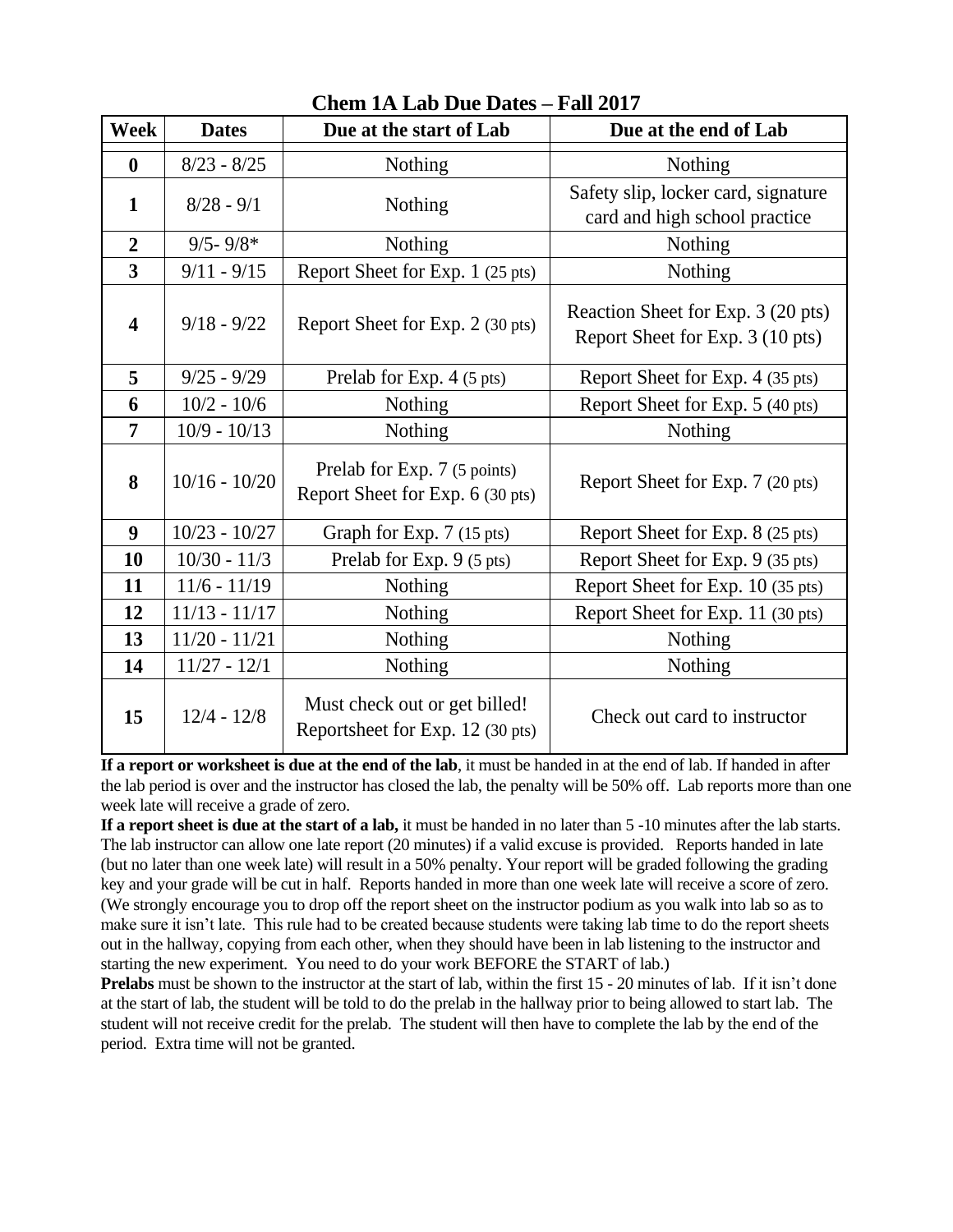# Chem 1A Lab Due Dates – Fall 2017

| Week | Dates | Due at the start of Lab | Due at the end of Lab |
|---|---|---|---|
| **0** | 8/23 - 8/25 | Nothing | Nothing |
| **1** | 8/28 - 9/1 | Nothing | Safety slip, locker card, signature card and high school practice |
| **2** | 9/5- 9/8* | Nothing | Nothing |
| **3** | 9/11 - 9/15 | Report Sheet for Exp. 1 (25 pts) | Nothing |
| **4** | 9/18 - 9/22 | Report Sheet for Exp. 2 (30 pts) | Reaction Sheet for Exp. 3 (20 pts) Report Sheet for Exp. 3 (10 pts) |
| **5** | 9/25 - 9/29 | Prelab for Exp. 4 (5 pts) | Report Sheet for Exp. 4 (35 pts) |
| **6** | 10/2 - 10/6 | Nothing | Report Sheet for Exp. 5 (40 pts) |
| **7** | 10/9 - 10/13 | Nothing | Nothing |
| **8** | 10/16 - 10/20 | Prelab for Exp. 7 (5 points) Report Sheet for Exp. 6 (30 pts) | Report Sheet for Exp. 7 (20 pts) |
| **9** | 10/23 - 10/27 | Graph for Exp. 7 (15 pts) | Report Sheet for Exp. 8 (25 pts) |
| **10** | 10/30 - 11/3 | Prelab for Exp. 9 (5 pts) | Report Sheet for Exp. 9 (35 pts) |
| **11** | 11/6 - 11/19 | Nothing | Report Sheet for Exp. 10 (35 pts) |
| **12** | 11/13 - 11/17 | Nothing | Report Sheet for Exp. 11 (30 pts) |
| **13** | 11/20 - 11/21 | Nothing | Nothing |
| **14** | 11/27 - 12/1 | Nothing | Nothing |
| **15** | 12/4 - 12/8 | Must check out or get billed! Reportsheet for Exp. 12 (30 pts) | Check out card to instructor |

**If a report or worksheet is due at the end of the lab**, it must be handed in at the end of lab. If handed in after the lab period is over and the instructor has closed the lab, the penalty will be 50% off. Lab reports more than one week late will receive a grade of zero.

**If a report sheet is due at the start of a lab,** it must be handed in no later than 5 -10 minutes after the lab starts. The lab instructor can allow one late report (20 minutes) if a valid excuse is provided. Reports handed in late (but no later than one week late) will result in a 50% penalty. Your report will be graded following the grading key and your grade will be cut in half. Reports handed in more than one week late will receive a score of zero. (We strongly encourage you to drop off the report sheet on the instructor podium as you walk into lab so as to make sure it isn't late. This rule had to be created because students were taking lab time to do the report sheets out in the hallway, copying from each other, when they should have been in lab listening to the instructor and starting the new experiment. You need to do your work BEFORE the START of lab.)

**Prelabs** must be shown to the instructor at the start of lab, within the first 15 - 20 minutes of lab. If it isn't done at the start of lab, the student will be told to do the prelab in the hallway prior to being allowed to start lab. The student will not receive credit for the prelab. The student will then have to complete the lab by the end of the period. Extra time will not be granted.